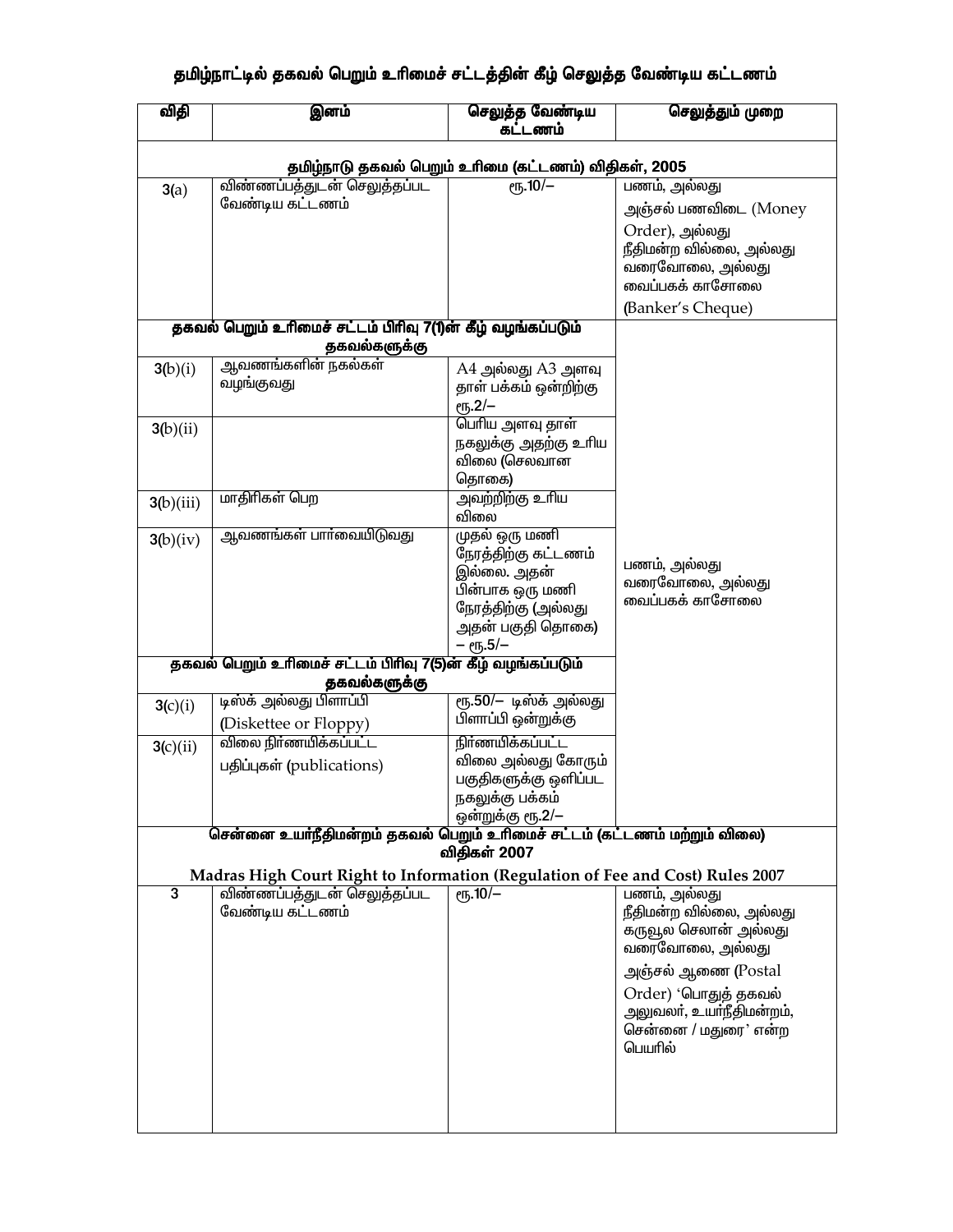# தமிழ்நாட்டில் தகவல் பெறும் உரிமைச் சட்டத்தின் கீழ் செலுத்த வேண்டிய கட்டணம்

| விதி | இனம் | செலுத்த வேண்டிய கட்டணம் | செலுத்தும் முறை |
|---|---|---|---|
| **தமிழ்நாடு தகவல் பெறும் உரிமை (கட்டணம்) விதிகள், 2005** | | | |
| 3(a) | விண்ணப்பத்துடன் செலுத்தப்பட வேண்டிய கட்டணம் | ரூ.10/– | பணம், அல்லது அஞ்சல் பணவிடை (Money Order), அல்லது நீதிமன்ற வில்லை, அல்லது வரைவோலை, அல்லது வைப்பகக் காசோலை (Banker's Cheque) |
| **தகவல் பெறும் உரிமைச் சட்டம் பிரிவு 7(1)ன் கீழ் வழங்கப்படும் தகவல்களுக்கு** | | | பணம், அல்லது வரைவோலை, அல்லது வைப்பகக் காசோலை |
| 3(b)(i) | ஆவணங்களின் நகல்கள் வழங்குவது | A4 அல்லது A3 அளவு தாள் பக்கம் ஒன்றிற்கு ரூ.2/– | |
| 3(b)(ii) | | பெரிய அளவு தாள் நகலுக்கு அதற்கு உரிய விலை (செலவான தொகை) | |
| 3(b)(iii) | மாதிரிகள் பெற | அவற்றிற்கு உரிய விலை | |
| 3(b)(iv) | ஆவணங்கள் பார்வையிடுவது | முதல் ஒரு மணி நேரத்திற்கு கட்டணம் இல்லை. அதன் பின்பாக ஒரு மணி நேரத்திற்கு (அல்லது அதன் பகுதி தொகை) – ரூ.5/– | |
| **தகவல் பெறும் உரிமைச் சட்டம் பிரிவு 7(5)ன் கீழ் வழங்கப்படும் தகவல்களுக்கு** | | | |
| 3(c)(i) | டிஸ்க் அல்லது பிளாப்பி (Diskettee or Floppy) | ரூ.50/– டிஸ்க் அல்லது பிளாப்பி ஒன்றுக்கு | |
| 3(c)(ii) | விலை நிர்ணயிக்கப்பட்ட பதிப்புகள் (publications) | நிர்ணயிக்கப்பட்ட விலை அல்லது கோரும் பகுதிகளுக்கு ஒளிப்பட நகலுக்கு பக்கம் ஒன்றுக்கு ரூ.2/– | |
| **சென்னை உயர்நீதிமன்றம் தகவல் பெறும் உரிமைச் சட்டம் (கட்டணம் மற்றும் விலை) விதிகள் 2007 Madras High Court Right to Information (Regulation of Fee and Cost) Rules 2007** | | | |
| 3 | விண்ணப்பத்துடன் செலுத்தப்பட வேண்டிய கட்டணம் | ரூ.10/– | பணம், அல்லது நீதிமன்ற வில்லை, அல்லது கருவூல செலான் அல்லது வரைவோலை, அல்லது அஞ்சல் ஆணை (Postal Order) 'பொதுத் தகவல் அலுவலர், உயர்நீதிமன்றம், சென்னை / மதுரை' என்ற பெயரில் |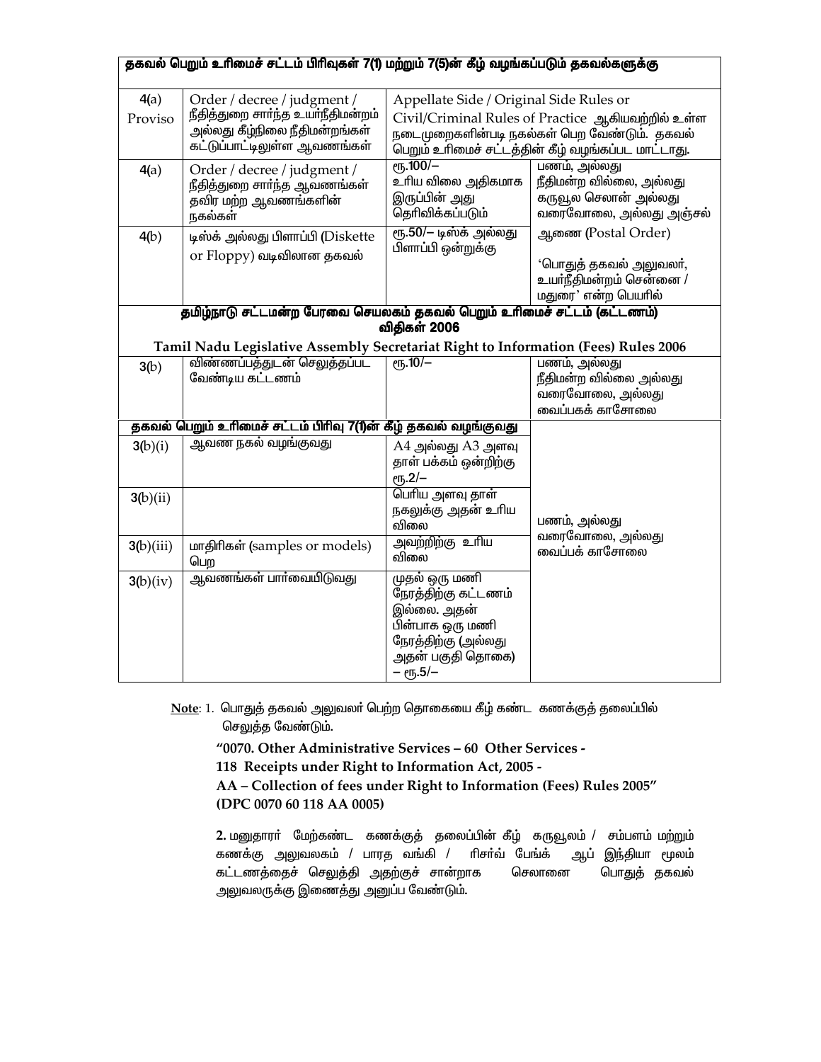| தகவல் பெறும் உரிமைச் சட்டம் பிரிவுகள் 7(1) மற்றும் 7(5)ன் கீழ் வழங்கப்படும் தகவல்களுக்கு | | | |
|---|---|---|---|
| 4(a) Proviso | Order / decree / judgment / நீதித்துறை சார்ந்த உயர்நீதிமன்றம் அல்லது கீழ்நிலை நீதிமன்றங்கள் கட்டுப்பாட்டிலுள்ள ஆவணங்கள் | Appellate Side / Original Side Rules or Civil/Criminal Rules of Practice ஆகியவற்றில் உள்ள நடைமுறைகளின்படி நகல்கள் பெற வேண்டும். தகவல் பெறும் உரிமைச் சட்டத்தின் கீழ் வழங்கப்பட மாட்டாது. | |
| 4(a) | Order / decree / judgment / நீதித்துறை சார்ந்த ஆவணங்கள் தவிர மற்ற ஆவணங்களின் நகல்கள் | ரூ.100/– உரிய விலை அதிகமாக இருப்பின் அது தெரிவிக்கப்படும் | பணம், அல்லது நீதிமன்ற வில்லை, அல்லது கருவூல செலான் அல்லது வரைவோலை, அல்லது அஞ்சல் ஆணை (Postal Order) 'பொதுத் தகவல் அலுவலர், உயர்நீதிமன்றம் சென்னை / மதுரை' என்ற பெயரில் |
| 4(b) | டிஸ்க் அல்லது பிளாப்பி (Diskette or Floppy) வடிவிலான தகவல் | ரூ.50/– டிஸ்க் அல்லது பிளாப்பி ஒன்றுக்கு | |
| **தமிழ்நாடு சட்டமன்ற பேரவை செயலகம் தகவல் பெறும் உரிமைச் சட்டம் (கட்டணம்) விதிகள் 2006 Tamil Nadu Legislative Assembly Secretariat Right to Information (Fees) Rules 2006** | | | |
| 3(b) | விண்ணப்பத்துடன் செலுத்தப்பட வேண்டிய கட்டணம் | ரூ.10/– | பணம், அல்லது நீதிமன்ற வில்லை அல்லது வரைவோலை, அல்லது வைப்பகக் காசோலை |
| **தகவல் பெறும் உரிமைச் சட்டம் பிரிவு 7(1)ன் கீழ் தகவல் வழங்குவது** | | | |
| 3(b)(i) | ஆவண நகல் வழங்குவது | A4 அல்லது A3 அளவு தாள் பக்கம் ஒன்றிற்கு ரூ.2/– | பணம், அல்லது வரைவோலை, அல்லது வைப்பக் காசோலை |
| 3(b)(ii) | | பெரிய அளவு தாள் நகலுக்கு அதன் உரிய விலை | |
| 3(b)(iii) | மாதிரிகள் (samples or models) பெற | அவற்றிற்கு உரிய விலை | |
| 3(b)(iv) | ஆவணங்கள் பார்வையிடுவது | முதல் ஒரு மணி நேரத்திற்கு கட்டணம் இல்லை. அதன் பின்பாக ஒரு மணி நேரத்திற்கு (அல்லது அதன் பகுதி தொகை) – ரூ.5/– | |

**Note**: 1. பொதுத் தகவல் அலுவலர் பெற்ற தொகையை கீழ் கண்ட கணக்குத் தலைப்பில் செலுத்த வேண்டும்.

**"0070. Other Administrative Services – 60 Other Services -**
**118 Receipts under Right to Information Act, 2005 -**
**AA – Collection of fees under Right to Information (Fees) Rules 2005"**
**(DPC 0070 60 118 AA 0005)**

**2.** மனுதாரர் மேற்கண்ட கணக்குத் தலைப்பின் கீழ் கருவூலம் / சம்பளம் மற்றும் கணக்கு அலுவலகம் / பாரத வங்கி / ரிசர்வ் பேங்க் ஆப் இந்தியா மூலம் கட்டணத்தைச் செலுத்தி அதற்குச் சான்றாக செலானை பொதுத் தகவல் அலுவலருக்கு இணைத்து அனுப்ப வேண்டும்.